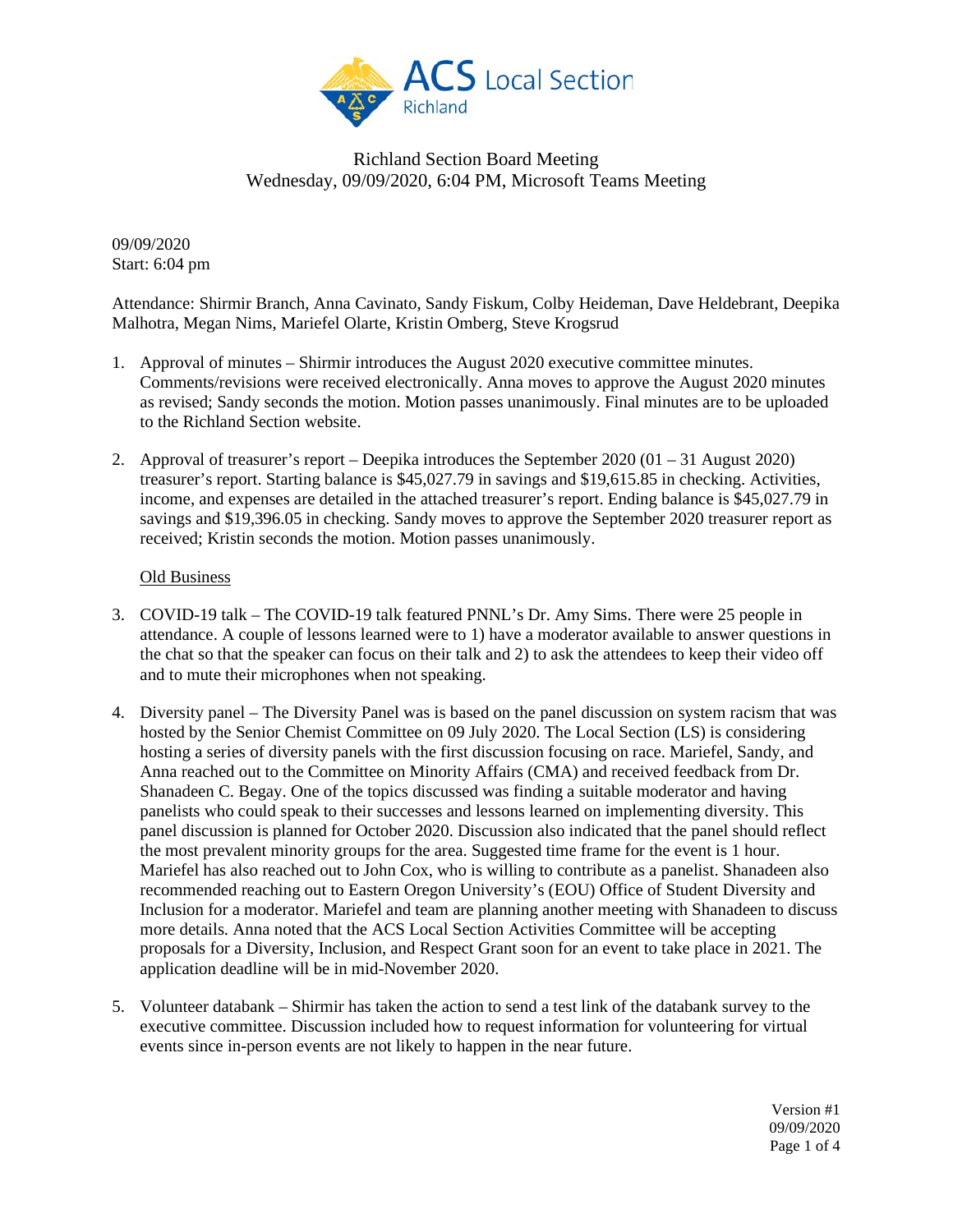# Richland Section Board Meeting

Wednesday, 09/09/2020, 6:04 PM, Microsoft Teams Meeting

09/09/2020
Start: 6:04 pm

Attendance: Shirmir Branch, Anna Cavinato, Sandy Fiskum, Colby Heideman, Dave Heldebrant, Deepika Malhotra, Megan Nims, Mariefel Olarte, Kristin Omberg, Steve Krogsrud

1. Approval of minutes – Shirmir introduces the August 2020 executive committee minutes. Comments/revisions were received electronically. Anna moves to approve the August 2020 minutes as revised; Sandy seconds the motion. Motion passes unanimously. Final minutes are to be uploaded to the Richland Section website.

2. Approval of treasurer's report – Deepika introduces the September 2020 (01 – 31 August 2020) treasurer's report. Starting balance is $45,027.79 in savings and $19,615.85 in checking. Activities, income, and expenses are detailed in the attached treasurer's report. Ending balance is $45,027.79 in savings and $19,396.05 in checking. Sandy moves to approve the September 2020 treasurer report as received; Kristin seconds the motion. Motion passes unanimously.

<u>Old Business</u>

3. COVID-19 talk – The COVID-19 talk featured PNNL's Dr. Amy Sims. There were 25 people in attendance. A couple of lessons learned were to 1) have a moderator available to answer questions in the chat so that the speaker can focus on their talk and 2) to ask the attendees to keep their video off and to mute their microphones when not speaking.

4. Diversity panel – The Diversity Panel was is based on the panel discussion on system racism that was hosted by the Senior Chemist Committee on 09 July 2020. The Local Section (LS) is considering hosting a series of diversity panels with the first discussion focusing on race. Mariefel, Sandy, and Anna reached out to the Committee on Minority Affairs (CMA) and received feedback from Dr. Shanadeen C. Begay. One of the topics discussed was finding a suitable moderator and having panelists who could speak to their successes and lessons learned on implementing diversity. This panel discussion is planned for October 2020. Discussion also indicated that the panel should reflect the most prevalent minority groups for the area. Suggested time frame for the event is 1 hour. Mariefel has also reached out to John Cox, who is willing to contribute as a panelist. Shanadeen also recommended reaching out to Eastern Oregon University's (EOU) Office of Student Diversity and Inclusion for a moderator. Mariefel and team are planning another meeting with Shanadeen to discuss more details. Anna noted that the ACS Local Section Activities Committee will be accepting proposals for a Diversity, Inclusion, and Respect Grant soon for an event to take place in 2021. The application deadline will be in mid-November 2020.

5. Volunteer databank – Shirmir has taken the action to send a test link of the databank survey to the executive committee. Discussion included how to request information for volunteering for virtual events since in-person events are not likely to happen in the near future.

Version #1
09/09/2020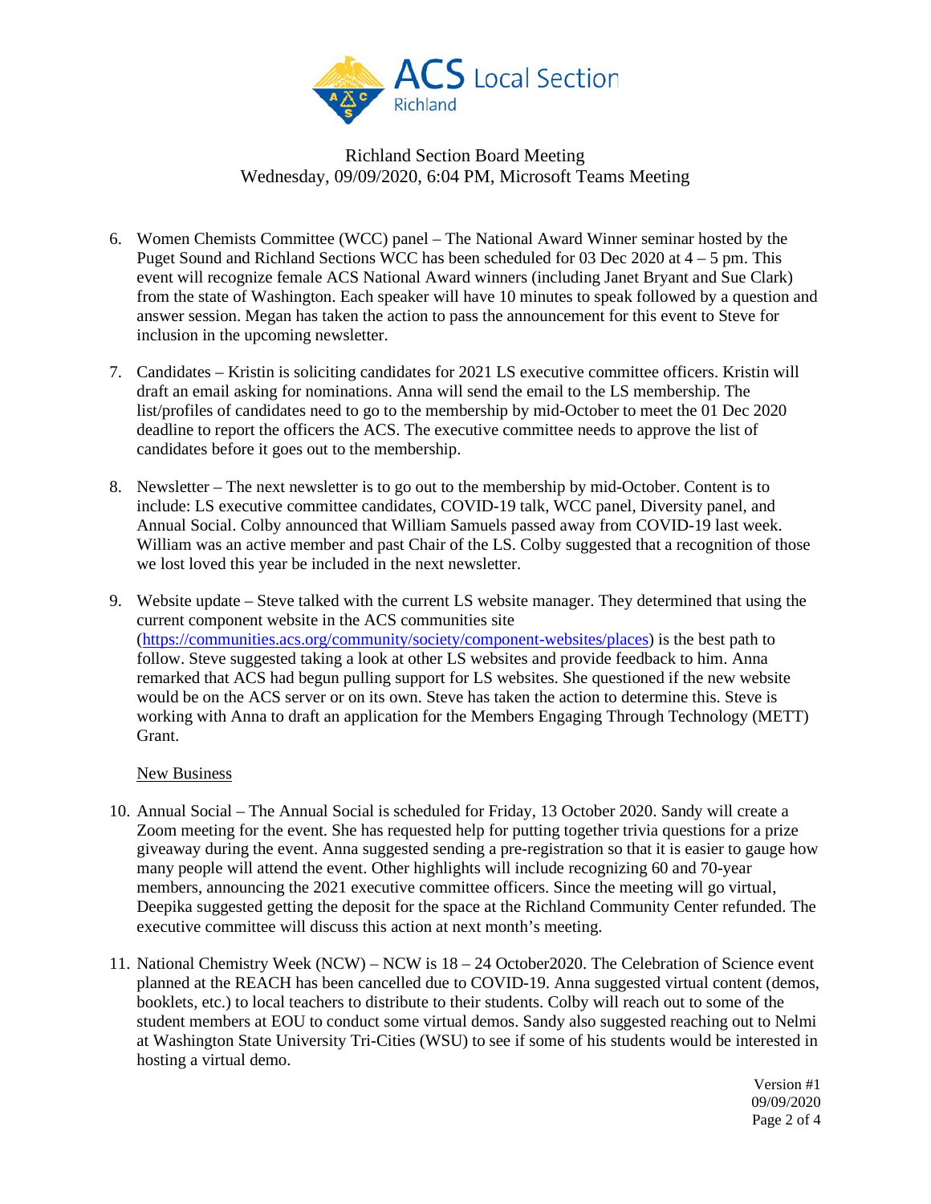Richland Section Board Meeting
Wednesday, 09/09/2020, 6:04 PM, Microsoft Teams Meeting

6. Women Chemists Committee (WCC) panel – The National Award Winner seminar hosted by the Puget Sound and Richland Sections WCC has been scheduled for 03 Dec 2020 at 4 – 5 pm. This event will recognize female ACS National Award winners (including Janet Bryant and Sue Clark) from the state of Washington. Each speaker will have 10 minutes to speak followed by a question and answer session. Megan has taken the action to pass the announcement for this event to Steve for inclusion in the upcoming newsletter.

7. Candidates – Kristin is soliciting candidates for 2021 LS executive committee officers. Kristin will draft an email asking for nominations. Anna will send the email to the LS membership. The list/profiles of candidates need to go to the membership by mid-October to meet the 01 Dec 2020 deadline to report the officers the ACS. The executive committee needs to approve the list of candidates before it goes out to the membership.

8. Newsletter – The next newsletter is to go out to the membership by mid-October. Content is to include: LS executive committee candidates, COVID-19 talk, WCC panel, Diversity panel, and Annual Social. Colby announced that William Samuels passed away from COVID-19 last week. William was an active member and past Chair of the LS. Colby suggested that a recognition of those we lost loved this year be included in the next newsletter.

9. Website update – Steve talked with the current LS website manager. They determined that using the current component website in the ACS communities site (https://communities.acs.org/community/society/component-websites/places) is the best path to follow. Steve suggested taking a look at other LS websites and provide feedback to him. Anna remarked that ACS had begun pulling support for LS websites. She questioned if the new website would be on the ACS server or on its own. Steve has taken the action to determine this. Steve is working with Anna to draft an application for the Members Engaging Through Technology (METT) Grant.

New Business

10. Annual Social – The Annual Social is scheduled for Friday, 13 October 2020. Sandy will create a Zoom meeting for the event. She has requested help for putting together trivia questions for a prize giveaway during the event. Anna suggested sending a pre-registration so that it is easier to gauge how many people will attend the event. Other highlights will include recognizing 60 and 70-year members, announcing the 2021 executive committee officers. Since the meeting will go virtual, Deepika suggested getting the deposit for the space at the Richland Community Center refunded. The executive committee will discuss this action at next month's meeting.

11. National Chemistry Week (NCW) – NCW is 18 – 24 October2020. The Celebration of Science event planned at the REACH has been cancelled due to COVID-19. Anna suggested virtual content (demos, booklets, etc.) to local teachers to distribute to their students. Colby will reach out to some of the student members at EOU to conduct some virtual demos. Sandy also suggested reaching out to Nelmi at Washington State University Tri-Cities (WSU) to see if some of his students would be interested in hosting a virtual demo.

Version #1
09/09/2020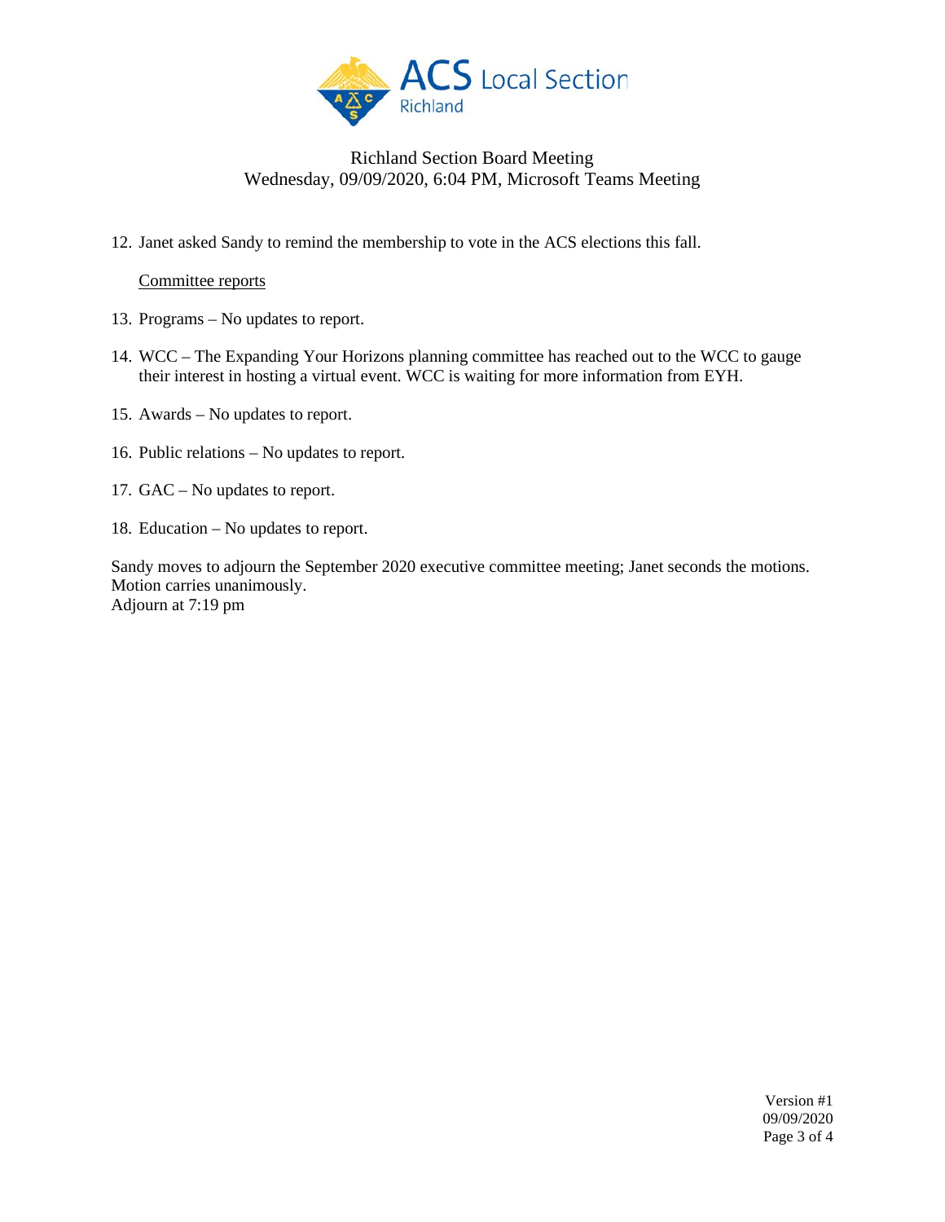Richland Section Board Meeting
Wednesday, 09/09/2020, 6:04 PM, Microsoft Teams Meeting

12. Janet asked Sandy to remind the membership to vote in the ACS elections this fall.

    Committee reports

13. Programs – No updates to report.
14. WCC – The Expanding Your Horizons planning committee has reached out to the WCC to gauge their interest in hosting a virtual event. WCC is waiting for more information from EYH.
15. Awards – No updates to report.
16. Public relations – No updates to report.
17. GAC – No updates to report.
18. Education – No updates to report.

Sandy moves to adjourn the September 2020 executive committee meeting; Janet seconds the motions. Motion carries unanimously.
Adjourn at 7:19 pm

Version #1
09/09/2020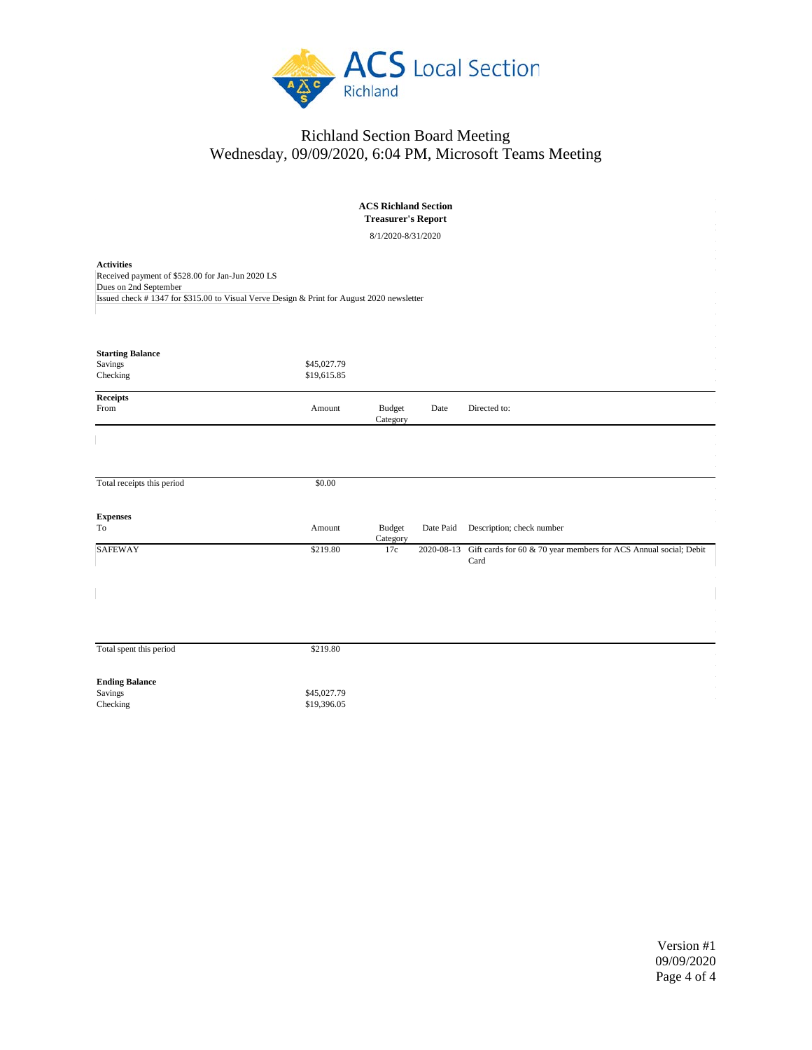# Richland Section Board Meeting
# Wednesday, 09/09/2020, 6:04 PM, Microsoft Teams Meeting

**ACS Richland Section**
**Treasurer's Report**
8/1/2020-8/31/2020

**Activities**
Received payment of $528.00 for Jan-Jun 2020 LS
Dues on 2nd September
Issued check # 1347 for $315.00 to Visual Verve Design & Print for August 2020 newsletter

**Starting Balance**

| | |
|---|---|
| Savings | $45,027.79 |
| Checking | $19,615.85 |

**Receipts**

| From | Amount | Budget Category | Date | Directed to: |
|---|---|---|---|---|
| | | | | |
| Total receipts this period | $0.00 | | | |

**Expenses**

| To | Amount | Budget Category | Date Paid | Description; check number |
|---|---|---|---|---|
| SAFEWAY | $219.80 | 17c | 2020-08-13 | Gift cards for 60 & 70 year members for ACS Annual social; Debit Card |
| Total spent this period | $219.80 | | | |

**Ending Balance**

| | |
|---|---|
| Savings | $45,027.79 |
| Checking | $19,396.05 |

Version #1
09/09/2020